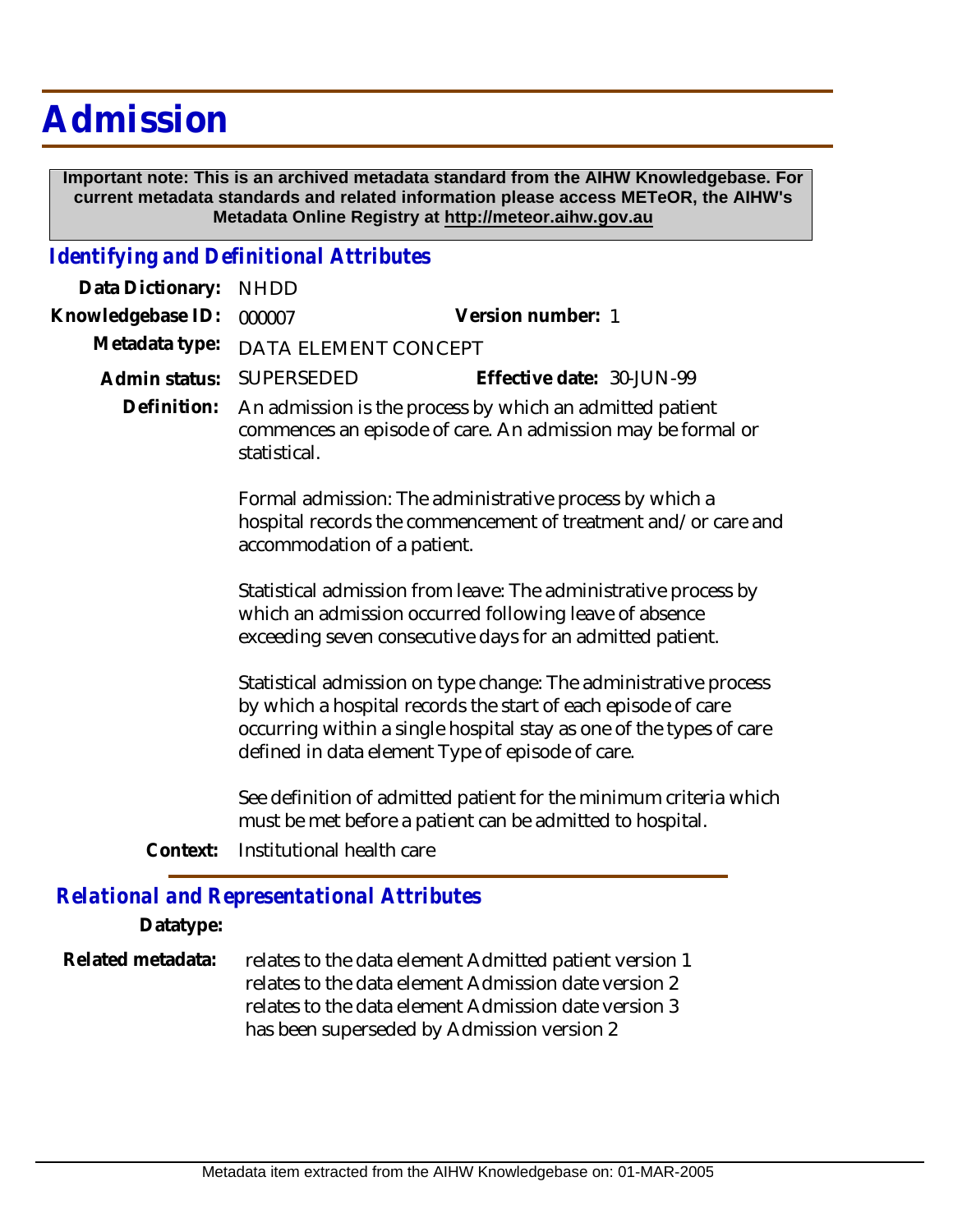# Admission

**Important note: This is an archived metadata standard from the AIHW Knowledgebase. For current metadata standards and related information please access METeOR, the AIHW's Metadata Online Registry at http://meteor.aihw.gov.au**

## *Identifying and Definitional Attributes*

**Data Dictionary:** NHDD

**Knowledgebase ID:** 000007 **Version number:** 1

**Metadata type:** DATA ELEMENT CONCEPT

**Admin status:** SUPERSEDED **Effective date:** 30-JUN-99

**Definition:** An admission is the process by which an admitted patient commences an episode of care. An admission may be formal or statistical.

Formal admission: The administrative process by which a hospital records the commencement of treatment and/or care and accommodation of a patient.

Statistical admission from leave: The administrative process by which an admission occurred following leave of absence exceeding seven consecutive days for an admitted patient.

Statistical admission on type change: The administrative process by which a hospital records the start of each episode of care occurring within a single hospital stay as one of the types of care defined in data element Type of episode of care.

See definition of admitted patient for the minimum criteria which must be met before a patient can be admitted to hospital.

**Context:** Institutional health care

## *Relational and Representational Attributes*

**Datatype:**

**Related metadata:** relates to the data element Admitted patient version 1
relates to the data element Admission date version 2
relates to the data element Admission date version 3
has been superseded by Admission version 2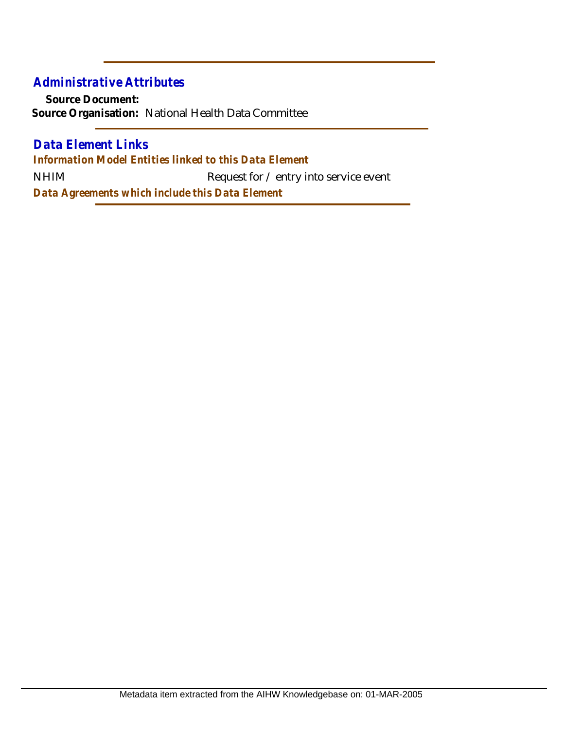## Administrative Attributes

**Source Document:**

**Source Organisation:** National Health Data Committee

## Data Element Links

### *Information Model Entities linked to this Data Element*

| | |
|---|---|
| NHIM | Request for / entry into service event |

### *Data Agreements which include this Data Element*